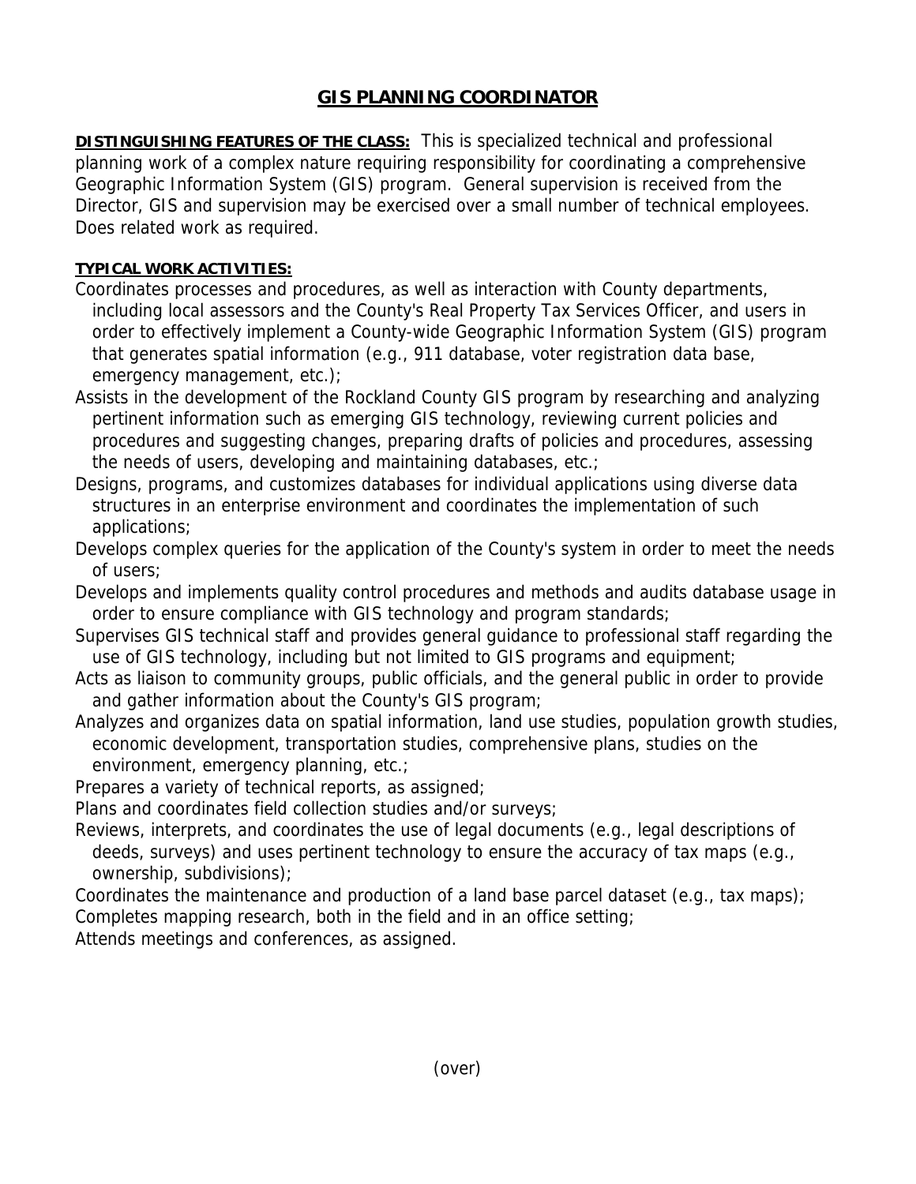# GIS PLANNING COORDINATOR

**DISTINGUISHING FEATURES OF THE CLASS:** This is specialized technical and professional planning work of a complex nature requiring responsibility for coordinating a comprehensive Geographic Information System (GIS) program. General supervision is received from the Director, GIS and supervision may be exercised over a small number of technical employees. Does related work as required.

**TYPICAL WORK ACTIVITIES:**

Coordinates processes and procedures, as well as interaction with County departments, including local assessors and the County's Real Property Tax Services Officer, and users in order to effectively implement a County-wide Geographic Information System (GIS) program that generates spatial information (e.g., 911 database, voter registration data base, emergency management, etc.);

Assists in the development of the Rockland County GIS program by researching and analyzing pertinent information such as emerging GIS technology, reviewing current policies and procedures and suggesting changes, preparing drafts of policies and procedures, assessing the needs of users, developing and maintaining databases, etc.;

Designs, programs, and customizes databases for individual applications using diverse data structures in an enterprise environment and coordinates the implementation of such applications;

Develops complex queries for the application of the County's system in order to meet the needs of users;

Develops and implements quality control procedures and methods and audits database usage in order to ensure compliance with GIS technology and program standards;

Supervises GIS technical staff and provides general guidance to professional staff regarding the use of GIS technology, including but not limited to GIS programs and equipment;

Acts as liaison to community groups, public officials, and the general public in order to provide and gather information about the County's GIS program;

Analyzes and organizes data on spatial information, land use studies, population growth studies, economic development, transportation studies, comprehensive plans, studies on the environment, emergency planning, etc.;

Prepares a variety of technical reports, as assigned;

Plans and coordinates field collection studies and/or surveys;

Reviews, interprets, and coordinates the use of legal documents (e.g., legal descriptions of deeds, surveys) and uses pertinent technology to ensure the accuracy of tax maps (e.g., ownership, subdivisions);

Coordinates the maintenance and production of a land base parcel dataset (e.g., tax maps);

Completes mapping research, both in the field and in an office setting;

Attends meetings and conferences, as assigned.

(over)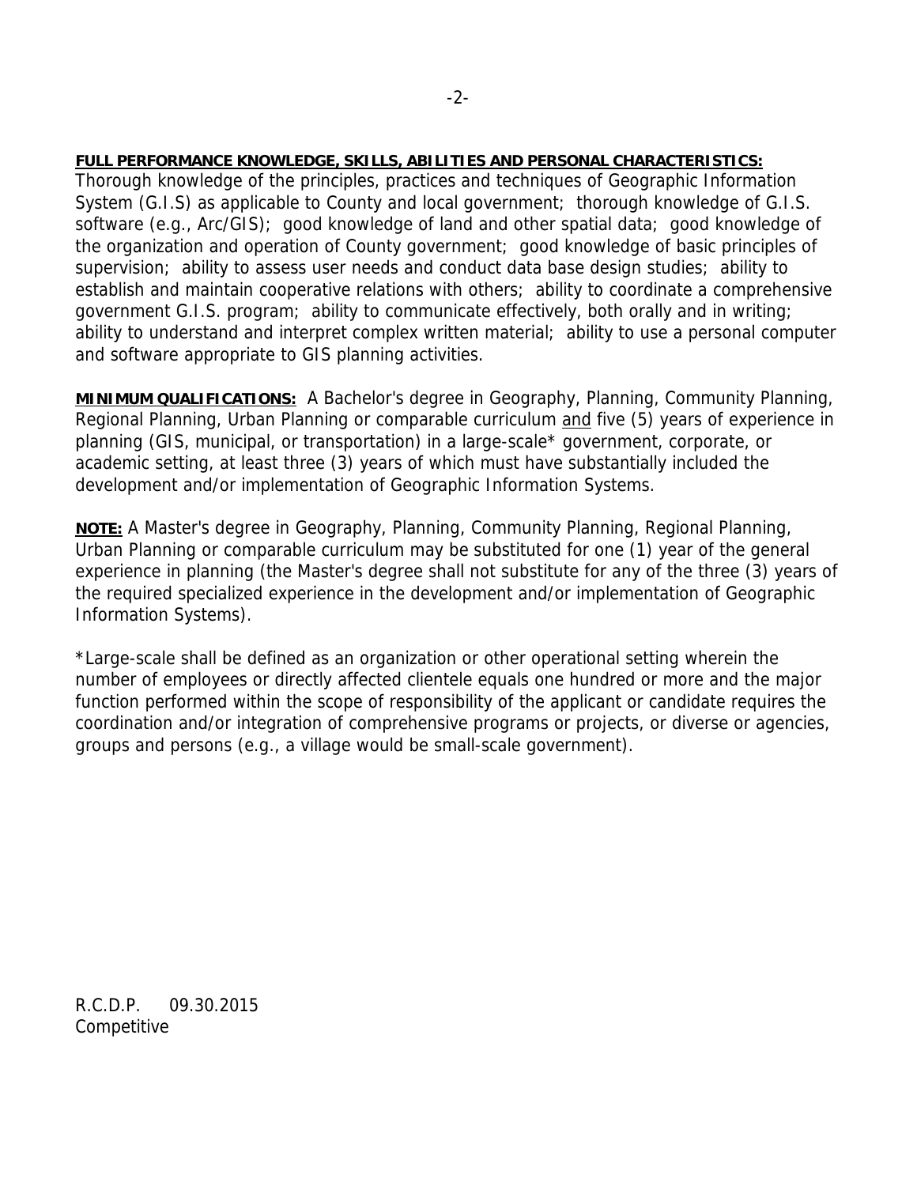**FULL PERFORMANCE KNOWLEDGE, SKILLS, ABILITIES AND PERSONAL CHARACTERISTICS:** Thorough knowledge of the principles, practices and techniques of Geographic Information System (G.I.S) as applicable to County and local government; thorough knowledge of G.I.S. software (e.g., Arc/GIS); good knowledge of land and other spatial data; good knowledge of the organization and operation of County government; good knowledge of basic principles of supervision; ability to assess user needs and conduct data base design studies; ability to establish and maintain cooperative relations with others; ability to coordinate a comprehensive government G.I.S. program; ability to communicate effectively, both orally and in writing; ability to understand and interpret complex written material; ability to use a personal computer and software appropriate to GIS planning activities.

**MINIMUM QUALIFICATIONS:** A Bachelor's degree in Geography, Planning, Community Planning, Regional Planning, Urban Planning or comparable curriculum <u>and</u> five (5) years of experience in planning (GIS, municipal, or transportation) in a large-scale* government, corporate, or academic setting, at least three (3) years of which must have substantially included the development and/or implementation of Geographic Information Systems.

**NOTE:** A Master's degree in Geography, Planning, Community Planning, Regional Planning, Urban Planning or comparable curriculum may be substituted for one (1) year of the general experience in planning (the Master's degree shall not substitute for any of the three (3) years of the required specialized experience in the development and/or implementation of Geographic Information Systems).

*Large-scale shall be defined as an organization or other operational setting wherein the number of employees or directly affected clientele equals one hundred or more and the major function performed within the scope of responsibility of the applicant or candidate requires the coordination and/or integration of comprehensive programs or projects, or diverse or agencies, groups and persons (e.g., a village would be small-scale government).

R.C.D.P. 09.30.2015
Competitive